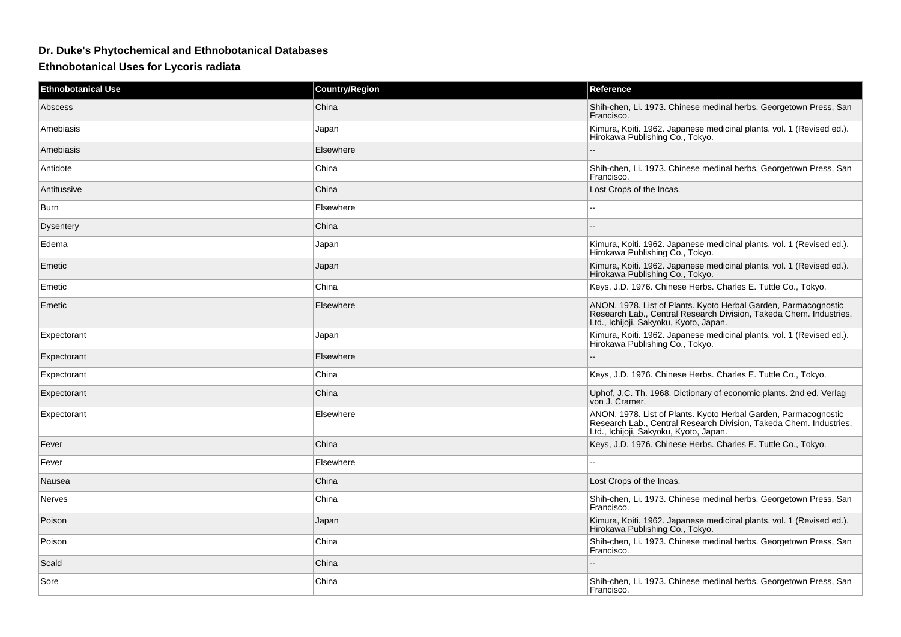## Dr. Duke's Phytochemical and Ethnobotanical Databases

### Ethnobotanical Uses for Lycoris radiata

| Ethnobotanical Use | Country/Region | Reference |
| --- | --- | --- |
| Abscess | China | Shih-chen, Li. 1973. Chinese medinal herbs. Georgetown Press, San Francisco. |
| Amebiasis | Japan | Kimura, Koiti. 1962. Japanese medicinal plants. vol. 1 (Revised ed.). Hirokawa Publishing Co., Tokyo. |
| Amebiasis | Elsewhere | -- |
| Antidote | China | Shih-chen, Li. 1973. Chinese medinal herbs. Georgetown Press, San Francisco. |
| Antitussive | China | Lost Crops of the Incas. |
| Burn | Elsewhere | -- |
| Dysentery | China | -- |
| Edema | Japan | Kimura, Koiti. 1962. Japanese medicinal plants. vol. 1 (Revised ed.). Hirokawa Publishing Co., Tokyo. |
| Emetic | Japan | Kimura, Koiti. 1962. Japanese medicinal plants. vol. 1 (Revised ed.). Hirokawa Publishing Co., Tokyo. |
| Emetic | China | Keys, J.D. 1976. Chinese Herbs. Charles E. Tuttle Co., Tokyo. |
| Emetic | Elsewhere | ANON. 1978. List of Plants. Kyoto Herbal Garden, Parmacognostic Research Lab., Central Research Division, Takeda Chem. Industries, Ltd., Ichijoji, Sakyoku, Kyoto, Japan. |
| Expectorant | Japan | Kimura, Koiti. 1962. Japanese medicinal plants. vol. 1 (Revised ed.). Hirokawa Publishing Co., Tokyo. |
| Expectorant | Elsewhere | -- |
| Expectorant | China | Keys, J.D. 1976. Chinese Herbs. Charles E. Tuttle Co., Tokyo. |
| Expectorant | China | Uphof, J.C. Th. 1968. Dictionary of economic plants. 2nd ed. Verlag von J. Cramer. |
| Expectorant | Elsewhere | ANON. 1978. List of Plants. Kyoto Herbal Garden, Parmacognostic Research Lab., Central Research Division, Takeda Chem. Industries, Ltd., Ichijoji, Sakyoku, Kyoto, Japan. |
| Fever | China | Keys, J.D. 1976. Chinese Herbs. Charles E. Tuttle Co., Tokyo. |
| Fever | Elsewhere | -- |
| Nausea | China | Lost Crops of the Incas. |
| Nerves | China | Shih-chen, Li. 1973. Chinese medinal herbs. Georgetown Press, San Francisco. |
| Poison | Japan | Kimura, Koiti. 1962. Japanese medicinal plants. vol. 1 (Revised ed.). Hirokawa Publishing Co., Tokyo. |
| Poison | China | Shih-chen, Li. 1973. Chinese medinal herbs. Georgetown Press, San Francisco. |
| Scald | China | -- |
| Sore | China | Shih-chen, Li. 1973. Chinese medinal herbs. Georgetown Press, San Francisco. |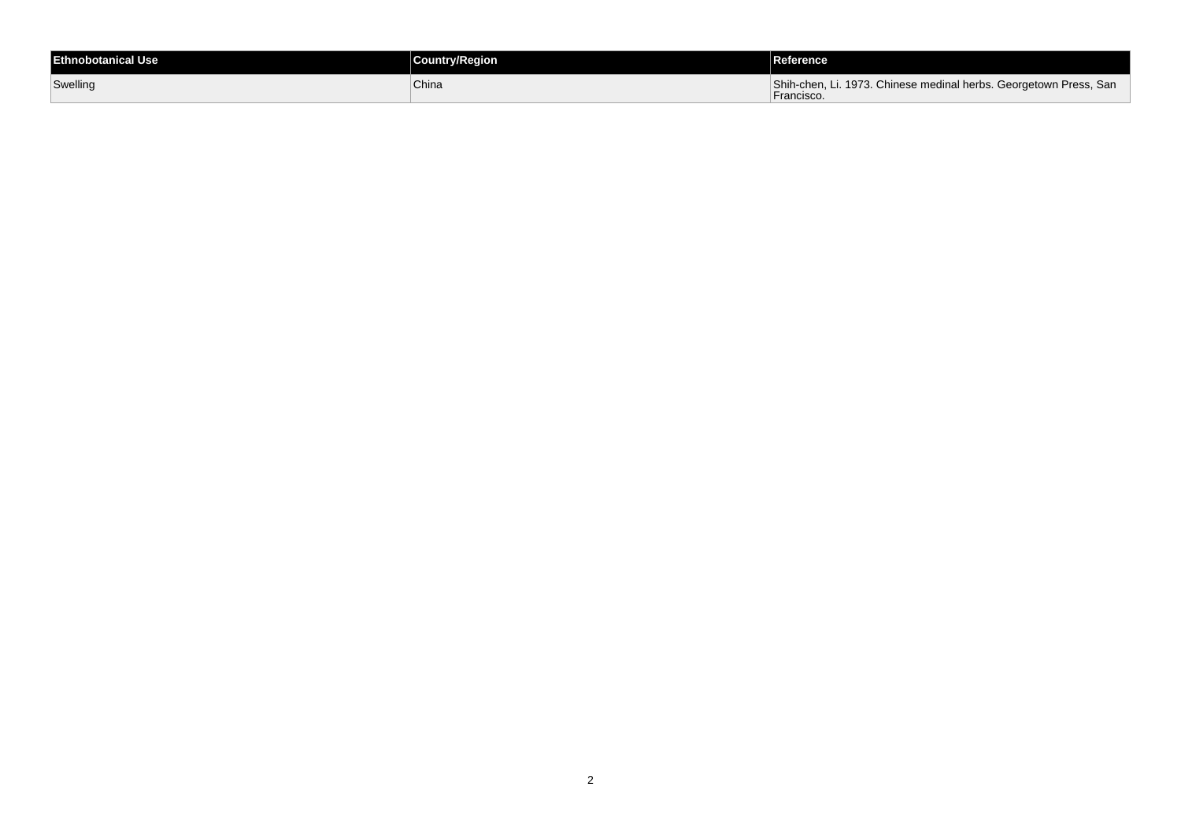| Ethnobotanical Use | Country/Region | Reference |
| --- | --- | --- |
| Swelling | China | Shih-chen, Li. 1973. Chinese medinal herbs. Georgetown Press, San Francisco. |